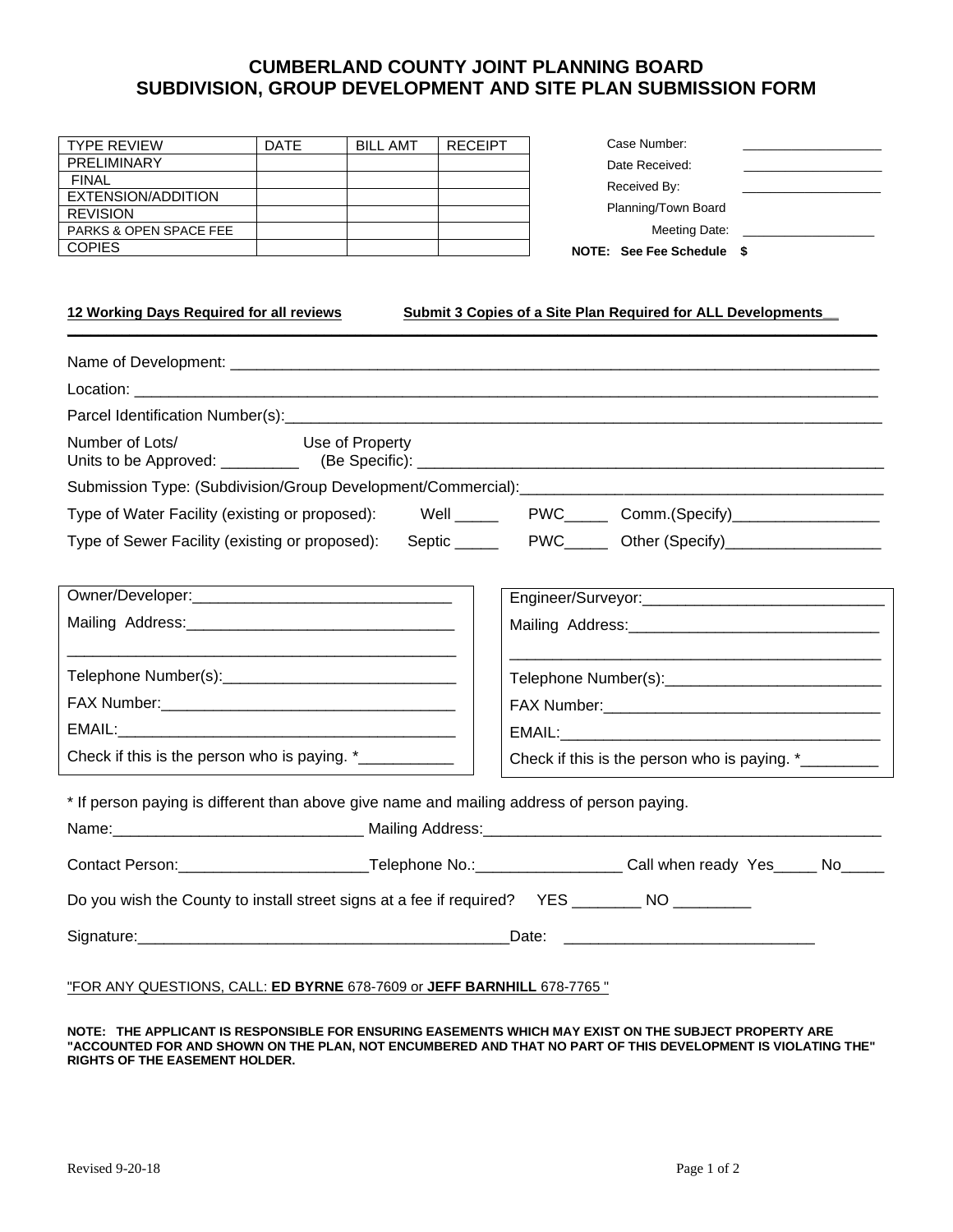# CUMBERLAND COUNTY JOINT PLANNING BOARD
## SUBDIVISION, GROUP DEVELOPMENT AND SITE PLAN SUBMISSION FORM

| TYPE REVIEW | DATE | BILL AMT | RECEIPT |
|---|---|---|---|
| PRELIMINARY | | | |
| FINAL | | | |
| EXTENSION/ADDITION | | | |
| REVISION | | | |
| PARKS & OPEN SPACE FEE | | | |
| COPIES | | | |

Case Number: ___________________

Date Received: ___________________

Received By: ___________________

Planning/Town Board Meeting Date: ___________________

**NOTE: See Fee Schedule $**

**12 Working Days Required for all reviews** **Submit 3 Copies of a Site Plan Required for ALL Developments__**

---

Name of Development: ___________________________________________________________________________

Location: ______________________________________________________________________________________

Parcel Identification Number(s):___________________________________________________________________

Number of Lots/ Units to be Approved: _________ Use of Property (Be Specific): _______________________________________________________

Submission Type: (Subdivision/Group Development/Commercial):_________________________________________

Type of Water Facility (existing or proposed): Well _____ PWC_____ Comm.(Specify)_________________

Type of Sewer Facility (existing or proposed): Septic _____ PWC_____ Other (Specify)__________________

Owner/Developer:______________________________

Mailing Address:_______________________________

_____________________________________________

Telephone Number(s):___________________________

FAX Number:_________________________________

EMAIL:______________________________________

Check if this is the person who is paying. *___________

Engineer/Surveyor:____________________________

Mailing Address:_____________________________

____________________________________________

Telephone Number(s):_________________________

FAX Number:________________________________

EMAIL:_____________________________________

Check if this is the person who is paying. *_________

* If person paying is different than above give name and mailing address of person paying.

Name:_____________________________ Mailing Address:_______________________________________________

Contact Person:______________________Telephone No.:_________________ Call when ready Yes_____ No_____

Do you wish the County to install street signs at a fee if required? YES ________ NO _________

Signature:____________________________________________Date: _____________________________

"FOR ANY QUESTIONS, CALL: **ED BYRNE** 678-7609 or **JEFF BARNHILL** 678-7765 "

**NOTE: THE APPLICANT IS RESPONSIBLE FOR ENSURING EASEMENTS WHICH MAY EXIST ON THE SUBJECT PROPERTY ARE "ACCOUNTED FOR AND SHOWN ON THE PLAN, NOT ENCUMBERED AND THAT NO PART OF THIS DEVELOPMENT IS VIOLATING THE" RIGHTS OF THE EASEMENT HOLDER.**

Revised 9-20-18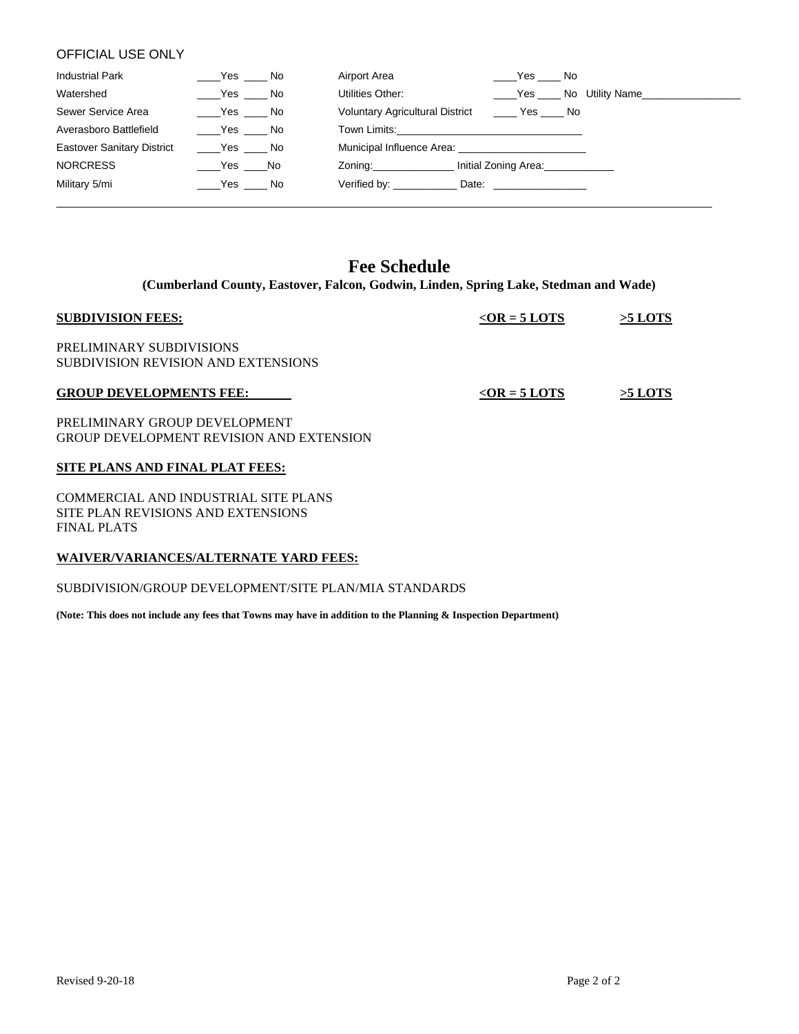OFFICIAL USE ONLY

| | | | |
|---|---|---|---|
| Industrial Park | ____Yes ____ No | Airport Area | ____Yes ____ No |
| Watershed | ____Yes ____ No | Utilities Other: | ____Yes ____ No Utility Name________________ |
| Sewer Service Area | ____Yes ____ No | Voluntary Agricultural District | ____ Yes ____ No |
| Averasboro Battlefield | ____Yes ____ No | Town Limits:_______________________________ | |
| Eastover Sanitary District | ____Yes ____ No | Municipal Influence Area: _____________________ | |
| NORCRESS | ____Yes ____No | Zoning:______________ Initial Zoning Area:____________ | |
| Military 5/mi | ____Yes ____ No | Verified by: ___________ Date: _______________ | |

# Fee Schedule

**(Cumberland County, Eastover, Falcon, Godwin, Linden, Spring Lake, Stedman and Wade)**

| **SUBDIVISION FEES:** | **<OR = 5 LOTS** | **>5 LOTS** |
|---|---|---|
| PRELIMINARY SUBDIVISIONS | | |
| SUBDIVISION REVISION AND EXTENSIONS | | |
| **GROUP DEVELOPMENTS FEE:** | **<OR = 5 LOTS** | **>5 LOTS** |
| PRELIMINARY GROUP DEVELOPMENT | | |
| GROUP DEVELOPMENT REVISION AND EXTENSION | | |

**SITE PLANS AND FINAL PLAT FEES:**

COMMERCIAL AND INDUSTRIAL SITE PLANS
SITE PLAN REVISIONS AND EXTENSIONS
FINAL PLATS

**WAIVER/VARIANCES/ALTERNATE YARD FEES:**

SUBDIVISION/GROUP DEVELOPMENT/SITE PLAN/MIA STANDARDS

**(Note: This does not include any fees that Towns may have in addition to the Planning & Inspection Department)**

Revised 9-20-18